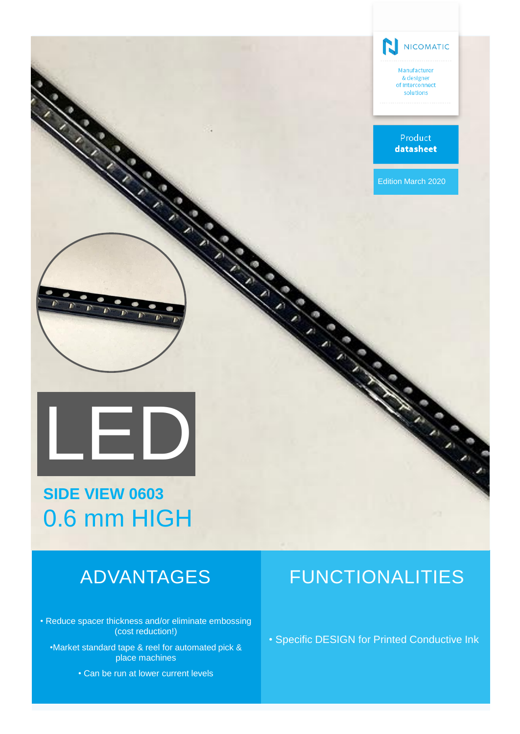NICOMATIC

Manufacturer & designer of interconnect solutions

Product **datasheet**

Edition March 2020

# LED

## SIDE VIEW 0603

## 0.6 mm HIGH

## ADVANTAGES

- Reduce spacer thickness and/or eliminate embossing (cost reduction!)
- Market standard tape & reel for automated pick & place machines
- Can be run at lower current levels

## FUNCTIONALITIES

- Specific DESIGN for Printed Conductive Ink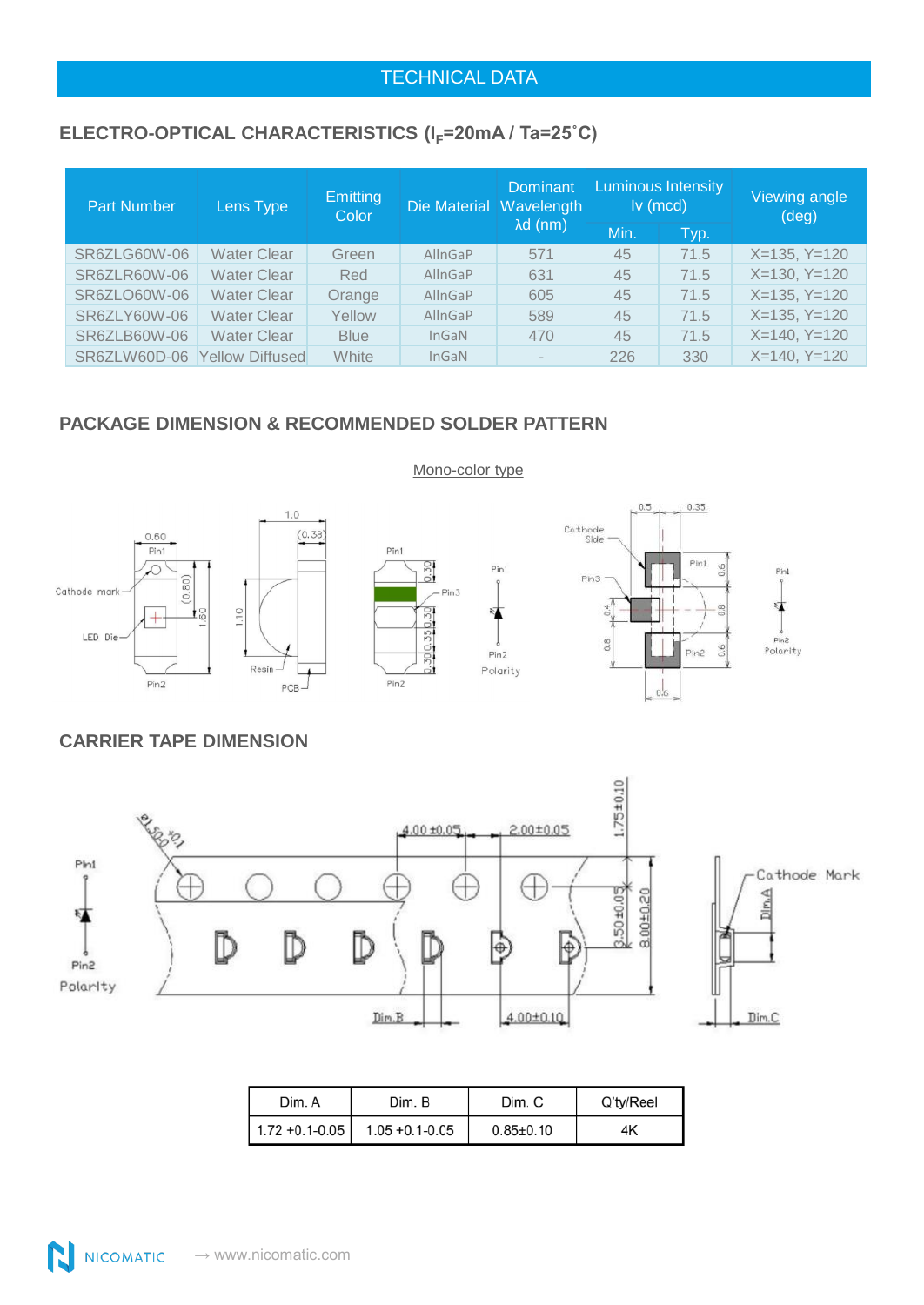## TECHNICAL DATA

### ELECTRO-OPTICAL CHARACTERISTICS ($I_F$=20mA / Ta=25˚C)

| Part Number | Lens Type | Emitting Color | Die Material | Dominant Wavelength λd (nm) | Luminous Intensity Iv (mcd) | | Viewing angle (deg) |
|---|---|---|---|---|---|---|---|
| | | | | | Min. | Typ. | |
| SR6ZLG60W-06 | Water Clear | Green | AllnGaP | 571 | 45 | 71.5 | X=135, Y=120 |
| SR6ZLR60W-06 | Water Clear | Red | AllnGaP | 631 | 45 | 71.5 | X=130, Y=120 |
| SR6ZLO60W-06 | Water Clear | Orange | AllnGaP | 605 | 45 | 71.5 | X=135, Y=120 |
| SR6ZLY60W-06 | Water Clear | Yellow | AllnGaP | 589 | 45 | 71.5 | X=135, Y=120 |
| SR6ZLB60W-06 | Water Clear | Blue | InGaN | 470 | 45 | 71.5 | X=140, Y=120 |
| SR6ZLW60D-06 | Yellow Diffused | White | InGaN | - | 226 | 330 | X=140, Y=120 |

### PACKAGE DIMENSION & RECOMMENDED SOLDER PATTERN

Mono-color type

### CARRIER TAPE DIMENSION

| Dim. A | Dim. B | Dim. C | Q'ty/Reel |
|---|---|---|---|
| 1.72 +0.1-0.05 | 1.05 +0.1-0.05 | 0.85±0.10 | 4K |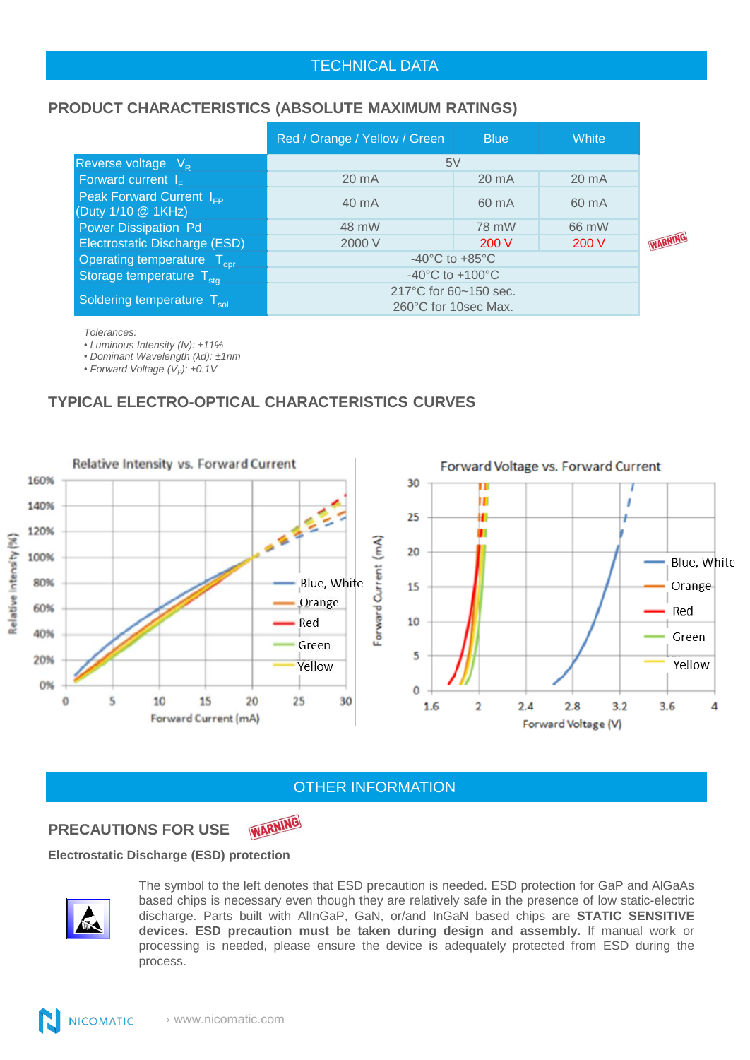## TECHNICAL DATA

### PRODUCT CHARACTERISTICS (ABSOLUTE MAXIMUM RATINGS)

| | Red / Orange / Yellow / Green | Blue | White |
|---|---|---|---|
| Reverse voltage $V_R$ | 5V | | |
| Forward current $I_F$ | 20 mA | 20 mA | 20 mA |
| Peak Forward Current $I_{FP}$ (Duty 1/10 @ 1KHz) | 40 mA | 60 mA | 60 mA |
| Power Dissipation Pd | 48 mW | 78 mW | 66 mW |
| Electrostatic Discharge (ESD) | 2000 V | 200 V | 200 V |
| Operating temperature $T_{opr}$ | -40°C to +85°C | | |
| Storage temperature $T_{stg}$ | -40°C to +100°C | | |
| Soldering temperature $T_{sol}$ | 217°C for 60~150 sec. 260°C for 10sec Max. | | |

WARNING

*Tolerances:*
- *Luminous Intensity (Iv): ±11%*
- *Dominant Wavelength (λd): ±1nm*
- *Forward Voltage ($V_F$): ±0.1V*

### TYPICAL ELECTRO-OPTICAL CHARACTERISTICS CURVES

Relative Intensity vs. Forward Current

Relative Intensity (%)

160%
140%
120%
100%
80%
60%
40%
20%
0%

0 5 10 15 20 25 30

Forward Current (mA)

Blue, White
Orange
Red
Green
Yellow

Forward Voltage vs. Forward Current

Forward Current (mA)

30
25
20
15
10
5
0

1.6 2 2.4 2.8 3.2 3.6 4

Forward Voltage (V)

Blue, White
Orange
Red
Green
Yellow

## OTHER INFORMATION

### PRECAUTIONS FOR USE

WARNING

**Electrostatic Discharge (ESD) protection**

The symbol to the left denotes that ESD precaution is needed. ESD protection for GaP and AlGaAs based chips is necessary even though they are relatively safe in the presence of low static-electric discharge. Parts built with AlInGaP, GaN, or/and InGaN based chips are **STATIC SENSITIVE devices. ESD precaution must be taken during design and assembly.** If manual work or processing is needed, please ensure the device is adequately protected from ESD during the process.